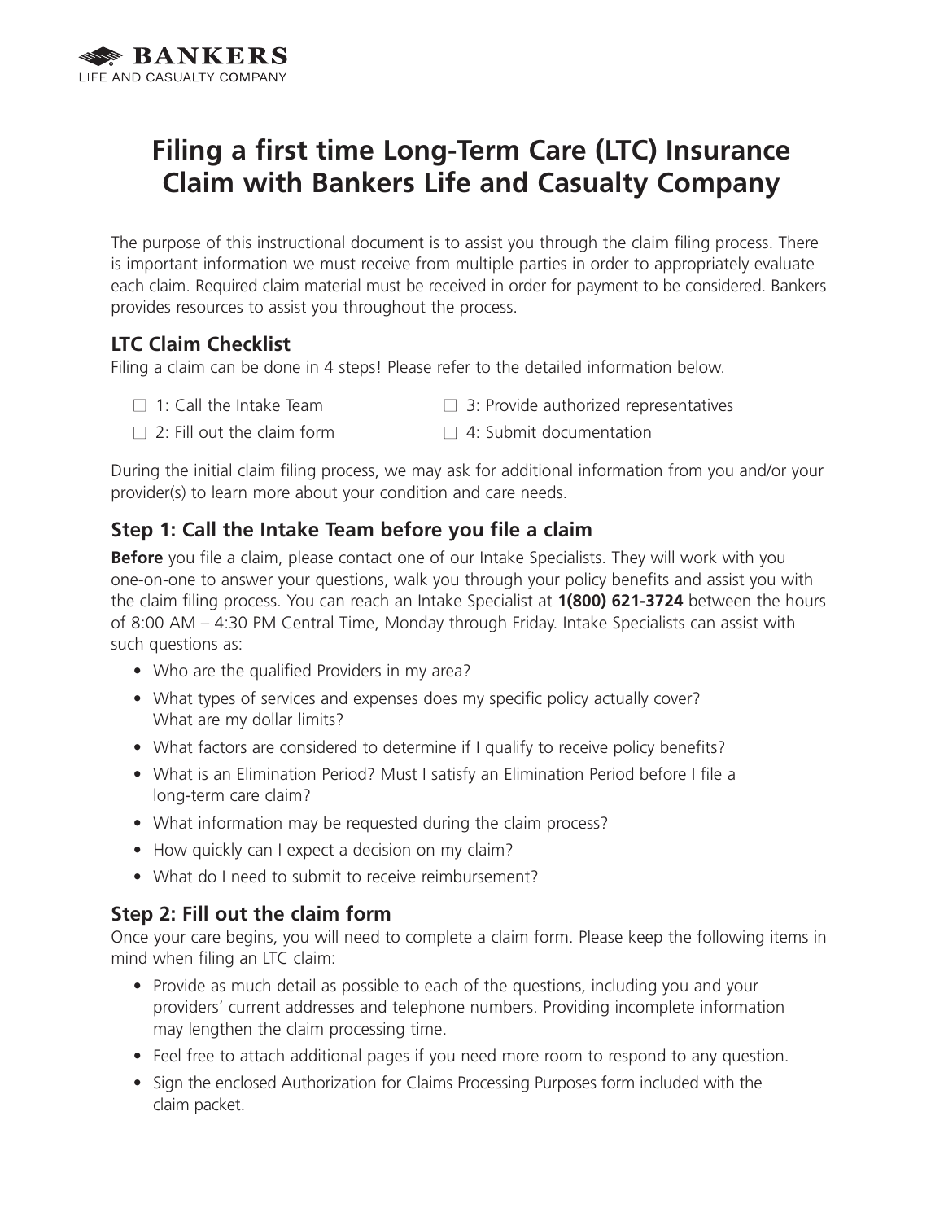BANKERS
LIFE AND CASUALTY COMPANY

# Filing a first time Long-Term Care (LTC) Insurance Claim with Bankers Life and Casualty Company

The purpose of this instructional document is to assist you through the claim filing process. There is important information we must receive from multiple parties in order to appropriately evaluate each claim. Required claim material must be received in order for payment to be considered. Bankers provides resources to assist you throughout the process.

## LTC Claim Checklist

Filing a claim can be done in 4 steps! Please refer to the detailed information below.

- ☐ 1: Call the Intake Team
- ☐ 2: Fill out the claim form
- ☐ 3: Provide authorized representatives
- ☐ 4: Submit documentation

During the initial claim filing process, we may ask for additional information from you and/or your provider(s) to learn more about your condition and care needs.

## Step 1: Call the Intake Team before you file a claim

**Before** you file a claim, please contact one of our Intake Specialists. They will work with you one-on-one to answer your questions, walk you through your policy benefits and assist you with the claim filing process. You can reach an Intake Specialist at **1(800) 621-3724** between the hours of 8:00 AM – 4:30 PM Central Time, Monday through Friday. Intake Specialists can assist with such questions as:

- Who are the qualified Providers in my area?
- What types of services and expenses does my specific policy actually cover? What are my dollar limits?
- What factors are considered to determine if I qualify to receive policy benefits?
- What is an Elimination Period? Must I satisfy an Elimination Period before I file a long-term care claim?
- What information may be requested during the claim process?
- How quickly can I expect a decision on my claim?
- What do I need to submit to receive reimbursement?

## Step 2: Fill out the claim form

Once your care begins, you will need to complete a claim form. Please keep the following items in mind when filing an LTC claim:

- Provide as much detail as possible to each of the questions, including you and your providers' current addresses and telephone numbers. Providing incomplete information may lengthen the claim processing time.
- Feel free to attach additional pages if you need more room to respond to any question.
- Sign the enclosed Authorization for Claims Processing Purposes form included with the claim packet.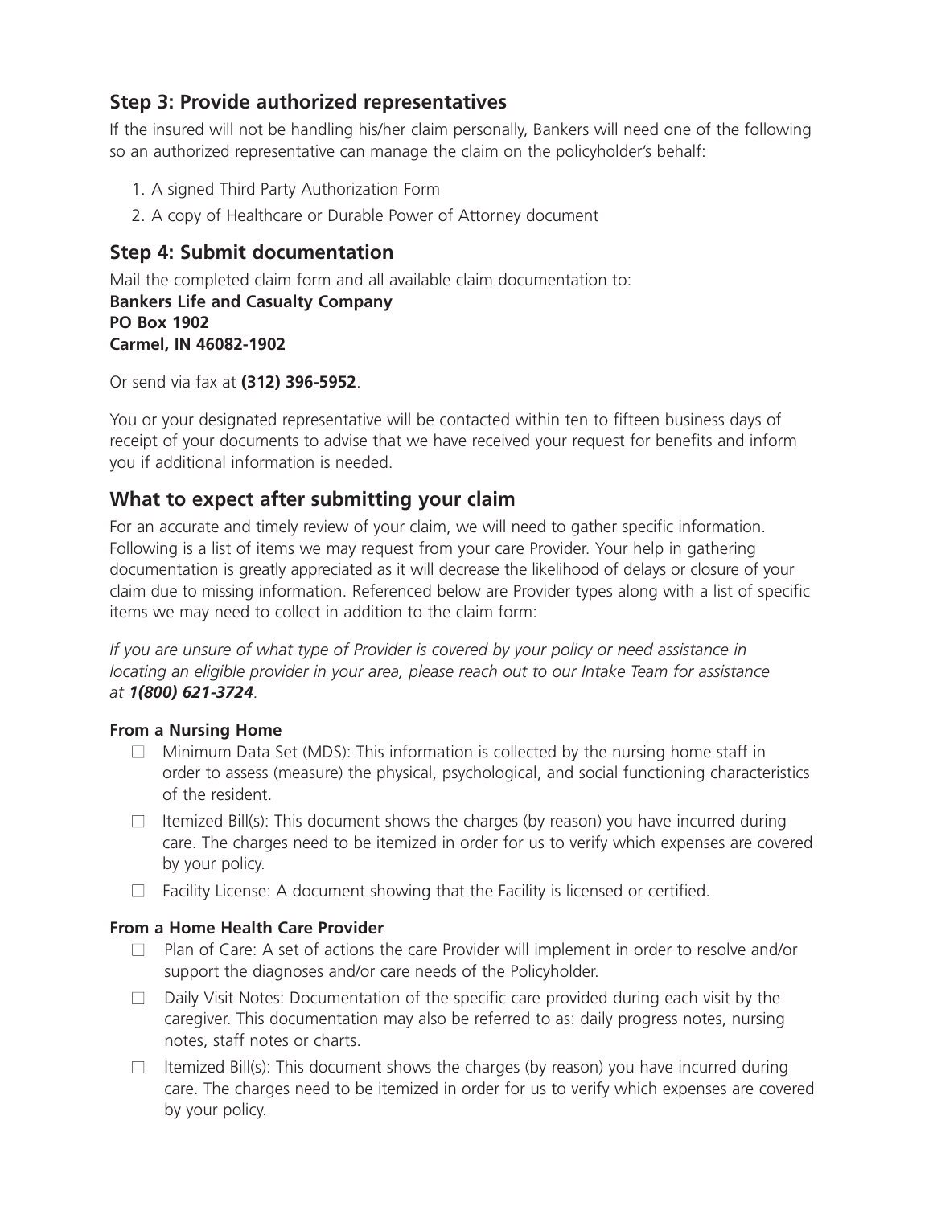## Step 3: Provide authorized representatives

If the insured will not be handling his/her claim personally, Bankers will need one of the following so an authorized representative can manage the claim on the policyholder's behalf:

1. A signed Third Party Authorization Form
2. A copy of Healthcare or Durable Power of Attorney document

## Step 4: Submit documentation

Mail the completed claim form and all available claim documentation to:
**Bankers Life and Casualty Company**
**PO Box 1902**
**Carmel, IN 46082-1902**

Or send via fax at **(312) 396-5952**.

You or your designated representative will be contacted within ten to fifteen business days of receipt of your documents to advise that we have received your request for benefits and inform you if additional information is needed.

## What to expect after submitting your claim

For an accurate and timely review of your claim, we will need to gather specific information. Following is a list of items we may request from your care Provider. Your help in gathering documentation is greatly appreciated as it will decrease the likelihood of delays or closure of your claim due to missing information. Referenced below are Provider types along with a list of specific items we may need to collect in addition to the claim form:

*If you are unsure of what type of Provider is covered by your policy or need assistance in locating an eligible provider in your area, please reach out to our Intake Team for assistance at **1(800) 621-3724**.*

**From a Nursing Home**

- ☐ Minimum Data Set (MDS): This information is collected by the nursing home staff in order to assess (measure) the physical, psychological, and social functioning characteristics of the resident.
- ☐ Itemized Bill(s): This document shows the charges (by reason) you have incurred during care. The charges need to be itemized in order for us to verify which expenses are covered by your policy.
- ☐ Facility License: A document showing that the Facility is licensed or certified.

**From a Home Health Care Provider**

- ☐ Plan of Care: A set of actions the care Provider will implement in order to resolve and/or support the diagnoses and/or care needs of the Policyholder.
- ☐ Daily Visit Notes: Documentation of the specific care provided during each visit by the caregiver. This documentation may also be referred to as: daily progress notes, nursing notes, staff notes or charts.
- ☐ Itemized Bill(s): This document shows the charges (by reason) you have incurred during care. The charges need to be itemized in order for us to verify which expenses are covered by your policy.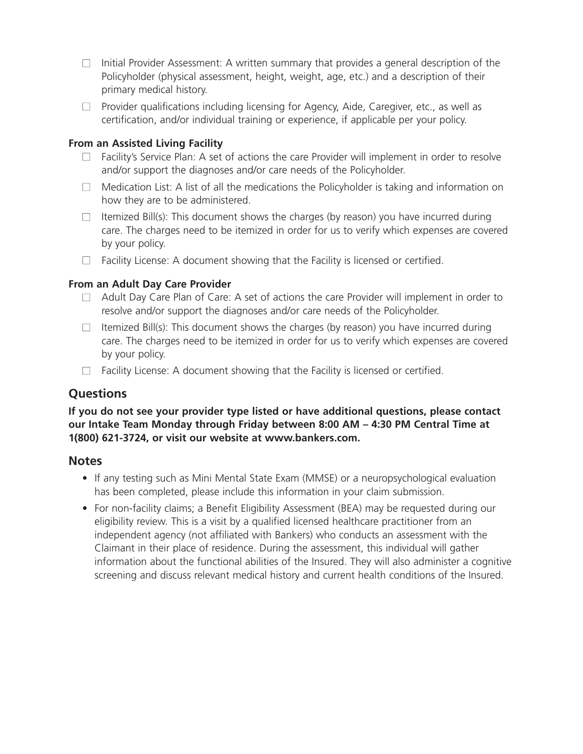- ☐ Initial Provider Assessment: A written summary that provides a general description of the Policyholder (physical assessment, height, weight, age, etc.) and a description of their primary medical history.
- ☐ Provider qualifications including licensing for Agency, Aide, Caregiver, etc., as well as certification, and/or individual training or experience, if applicable per your policy.

**From an Assisted Living Facility**

- ☐ Facility's Service Plan: A set of actions the care Provider will implement in order to resolve and/or support the diagnoses and/or care needs of the Policyholder.
- ☐ Medication List: A list of all the medications the Policyholder is taking and information on how they are to be administered.
- ☐ Itemized Bill(s): This document shows the charges (by reason) you have incurred during care. The charges need to be itemized in order for us to verify which expenses are covered by your policy.
- ☐ Facility License: A document showing that the Facility is licensed or certified.

**From an Adult Day Care Provider**

- ☐ Adult Day Care Plan of Care: A set of actions the care Provider will implement in order to resolve and/or support the diagnoses and/or care needs of the Policyholder.
- ☐ Itemized Bill(s): This document shows the charges (by reason) you have incurred during care. The charges need to be itemized in order for us to verify which expenses are covered by your policy.
- ☐ Facility License: A document showing that the Facility is licensed or certified.

## Questions

**If you do not see your provider type listed or have additional questions, please contact our Intake Team Monday through Friday between 8:00 AM – 4:30 PM Central Time at 1(800) 621-3724, or visit our website at www.bankers.com.**

## Notes

- If any testing such as Mini Mental State Exam (MMSE) or a neuropsychological evaluation has been completed, please include this information in your claim submission.
- For non-facility claims; a Benefit Eligibility Assessment (BEA) may be requested during our eligibility review. This is a visit by a qualified licensed healthcare practitioner from an independent agency (not affiliated with Bankers) who conducts an assessment with the Claimant in their place of residence. During the assessment, this individual will gather information about the functional abilities of the Insured. They will also administer a cognitive screening and discuss relevant medical history and current health conditions of the Insured.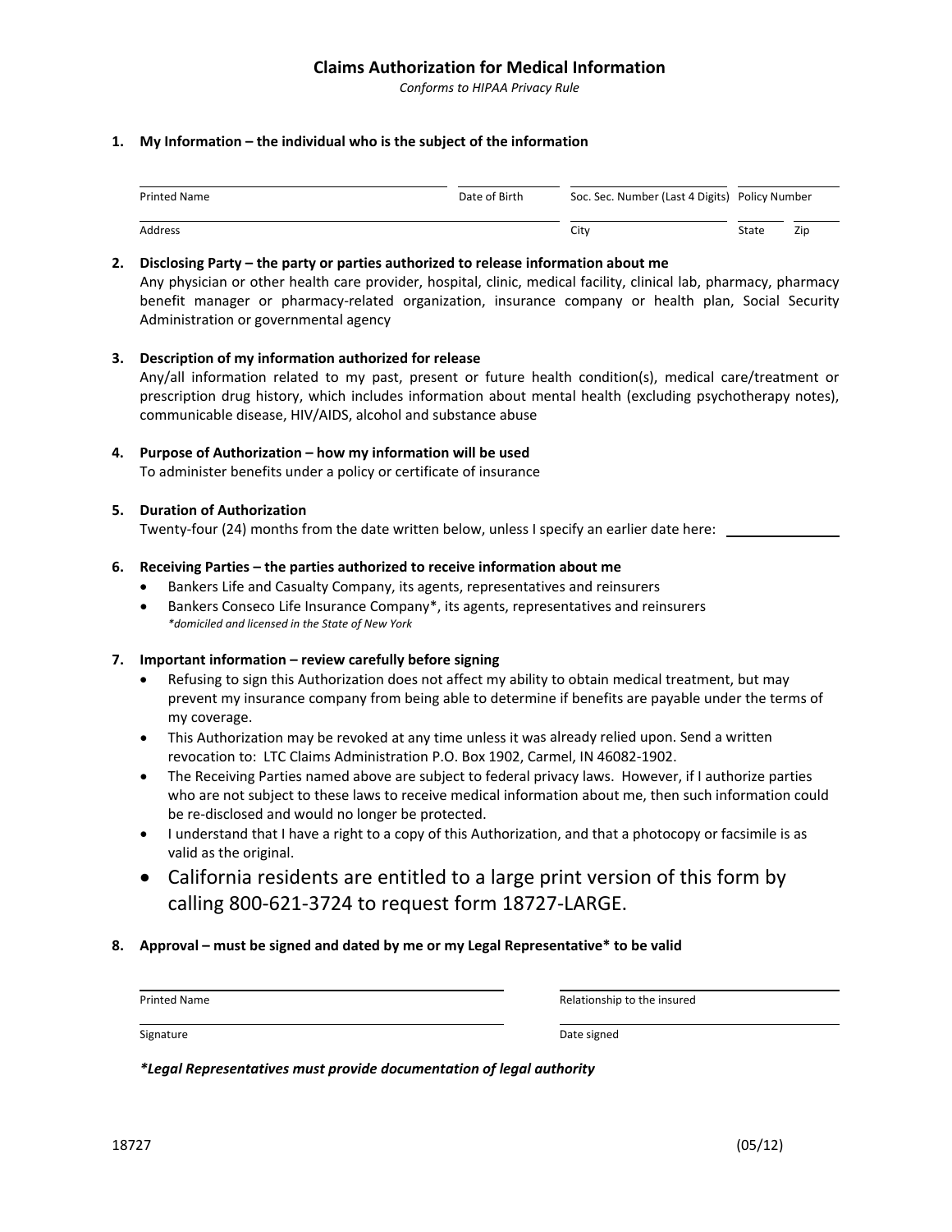# Claims Authorization for Medical Information

*Conforms to HIPAA Privacy Rule*

**1. My Information – the individual who is the subject of the information**

| Printed Name | Date of Birth | Soc. Sec. Number (Last 4 Digits) | Policy Number | |
|---|---|---|---|---|
| Address | | City | State | Zip |

**2. Disclosing Party – the party or parties authorized to release information about me**

Any physician or other health care provider, hospital, clinic, medical facility, clinical lab, pharmacy, pharmacy benefit manager or pharmacy-related organization, insurance company or health plan, Social Security Administration or governmental agency

**3. Description of my information authorized for release**

Any/all information related to my past, present or future health condition(s), medical care/treatment or prescription drug history, which includes information about mental health (excluding psychotherapy notes), communicable disease, HIV/AIDS, alcohol and substance abuse

**4. Purpose of Authorization – how my information will be used**

To administer benefits under a policy or certificate of insurance

**5. Duration of Authorization**

Twenty-four (24) months from the date written below, unless I specify an earlier date here: ______________

**6. Receiving Parties – the parties authorized to receive information about me**

- Bankers Life and Casualty Company, its agents, representatives and reinsurers
- Bankers Conseco Life Insurance Company*, its agents, representatives and reinsurers
  *\*domiciled and licensed in the State of New York*

**7. Important information – review carefully before signing**

- Refusing to sign this Authorization does not affect my ability to obtain medical treatment, but may prevent my insurance company from being able to determine if benefits are payable under the terms of my coverage.
- This Authorization may be revoked at any time unless it was already relied upon. Send a written revocation to: LTC Claims Administration P.O. Box 1902, Carmel, IN 46082-1902.
- The Receiving Parties named above are subject to federal privacy laws. However, if I authorize parties who are not subject to these laws to receive medical information about me, then such information could be re-disclosed and would no longer be protected.
- I understand that I have a right to a copy of this Authorization, and that a photocopy or facsimile is as valid as the original.
- California residents are entitled to a large print version of this form by calling 800-621-3724 to request form 18727-LARGE.

**8. Approval – must be signed and dated by me or my Legal Representative* to be valid**

| Printed Name | Relationship to the insured |
|---|---|
| Signature | Date signed |

***Legal Representatives must provide documentation of legal authority***

18727 (05/12)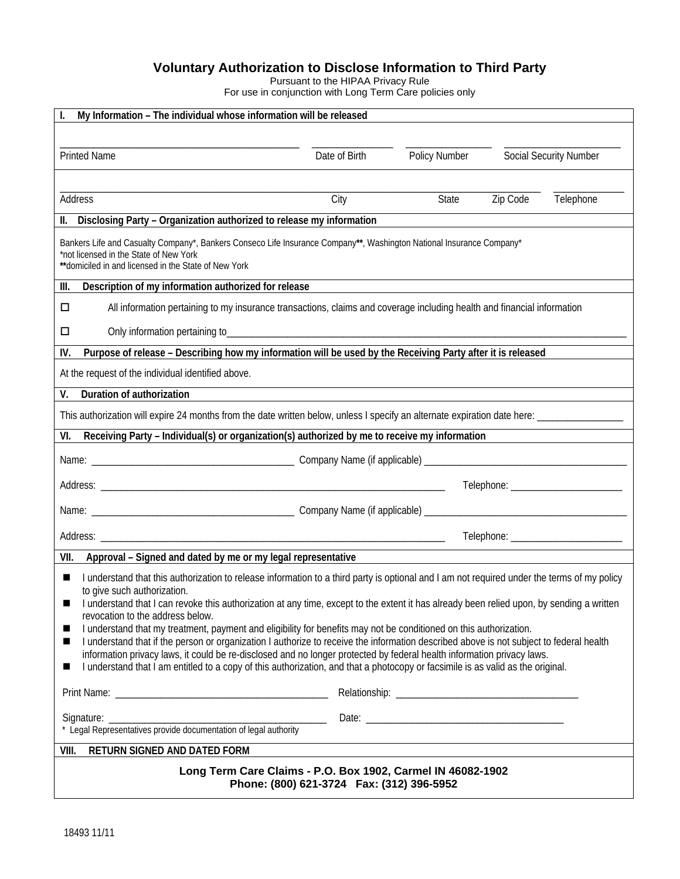# Voluntary Authorization to Disclose Information to Third Party

Pursuant to the HIPAA Privacy Rule
For use in conjunction with Long Term Care policies only

## I. My Information – The individual whose information will be released

| Printed Name | Date of Birth | Policy Number | Social Security Number |
|---|---|---|---|
| | | | |

| Address | City | State | Zip Code | Telephone |
|---|---|---|---|---|
| | | | | |

## II. Disclosing Party – Organization authorized to release my information

Bankers Life and Casualty Company*, Bankers Conseco Life Insurance Company**, Washington National Insurance Company*
*not licensed in the State of New York
**domiciled in and licensed in the State of New York

## III. Description of my information authorized for release

☐ All information pertaining to my insurance transactions, claims and coverage including health and financial information

☐ Only information pertaining to\_\_\_\_\_\_\_\_\_\_\_\_\_\_\_\_\_\_\_\_\_\_\_\_\_\_\_\_\_\_\_\_\_\_\_\_\_\_\_\_

## IV. Purpose of release – Describing how my information will be used by the Receiving Party after it is released

At the request of the individual identified above.

## V. Duration of authorization

This authorization will expire 24 months from the date written below, unless I specify an alternate expiration date here: \_\_\_\_\_\_\_\_\_\_\_\_\_\_\_\_

## VI. Receiving Party – Individual(s) or organization(s) authorized by me to receive my information

Name: \_\_\_\_\_\_\_\_\_\_\_\_\_\_\_\_\_\_\_\_\_\_\_\_\_\_\_\_\_\_\_\_\_\_\_\_\_\_ Company Name (if applicable) \_\_\_\_\_\_\_\_\_\_\_\_\_\_\_\_\_\_\_\_\_\_\_\_\_\_\_\_\_\_\_\_\_\_\_\_\_\_

Address: \_\_\_\_\_\_\_\_\_\_\_\_\_\_\_\_\_\_\_\_\_\_\_\_\_\_\_\_\_\_\_\_\_\_\_\_\_\_\_\_\_\_\_\_\_\_\_\_\_\_\_\_\_\_\_\_\_\_\_\_ Telephone: \_\_\_\_\_\_\_\_\_\_\_\_\_\_\_\_\_\_\_\_\_\_

Name: \_\_\_\_\_\_\_\_\_\_\_\_\_\_\_\_\_\_\_\_\_\_\_\_\_\_\_\_\_\_\_\_\_\_\_\_\_\_ Company Name (if applicable) \_\_\_\_\_\_\_\_\_\_\_\_\_\_\_\_\_\_\_\_\_\_\_\_\_\_\_\_\_\_\_\_\_\_\_\_\_\_

Address: \_\_\_\_\_\_\_\_\_\_\_\_\_\_\_\_\_\_\_\_\_\_\_\_\_\_\_\_\_\_\_\_\_\_\_\_\_\_\_\_\_\_\_\_\_\_\_\_\_\_\_\_\_\_\_\_\_\_\_\_ Telephone: \_\_\_\_\_\_\_\_\_\_\_\_\_\_\_\_\_\_\_\_\_\_

## VII. Approval – Signed and dated by me or my legal representative

- I understand that this authorization to release information to a third party is optional and I am not required under the terms of my policy to give such authorization.
- I understand that I can revoke this authorization at any time, except to the extent it has already been relied upon, by sending a written revocation to the address below.
- I understand that my treatment, payment and eligibility for benefits may not be conditioned on this authorization.
- I understand that if the person or organization I authorize to receive the information described above is not subject to federal health information privacy laws, it could be re-disclosed and no longer protected by federal health information privacy laws.
- I understand that I am entitled to a copy of this authorization, and that a photocopy or facsimile is as valid as the original.

Print Name: \_\_\_\_\_\_\_\_\_\_\_\_\_\_\_\_\_\_\_\_\_\_\_\_\_\_\_\_\_\_\_\_\_\_\_\_\_\_\_\_ Relationship: \_\_\_\_\_\_\_\_\_\_\_\_\_\_\_\_\_\_\_\_\_\_\_\_\_\_\_\_\_\_\_\_\_\_

Signature: \_\_\_\_\_\_\_\_\_\_\_\_\_\_\_\_\_\_\_\_\_\_\_\_\_\_\_\_\_\_\_\_\_\_\_\_\_\_\_\_ Date: \_\_\_\_\_\_\_\_\_\_\_\_\_\_\_\_\_\_\_\_\_\_\_\_\_\_\_\_\_\_\_\_\_\_\_\_\_\_

\* Legal Representatives provide documentation of legal authority

## VIII. RETURN SIGNED AND DATED FORM

**Long Term Care Claims - P.O. Box 1902, Carmel IN 46082-1902**
**Phone: (800) 621-3724 Fax: (312) 396-5952**

18493 11/11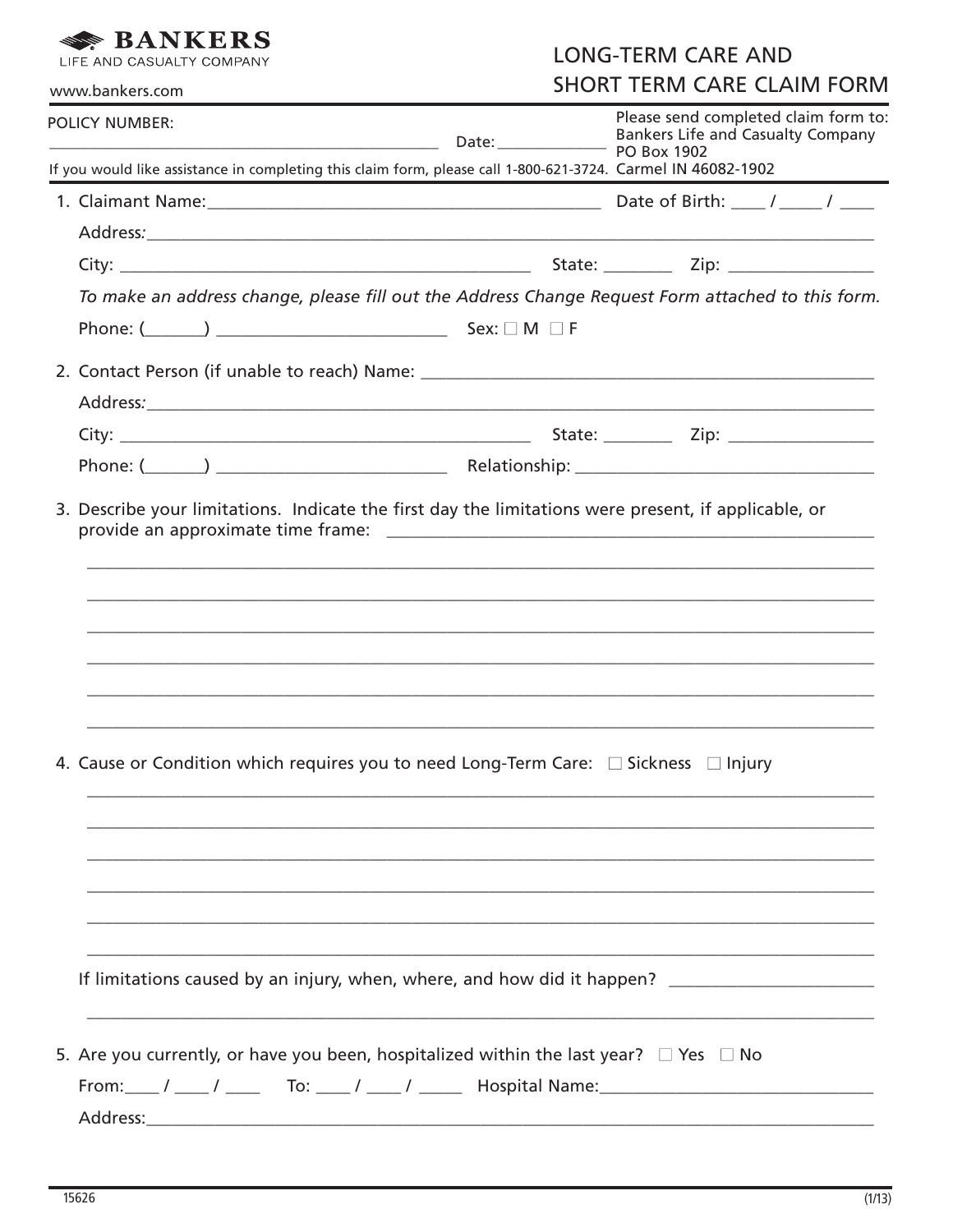**BANKERS**
LIFE AND CASUALTY COMPANY

www.bankers.com

# LONG-TERM CARE AND SHORT TERM CARE CLAIM FORM

POLICY NUMBER: ______________________________ Date: ____________

Please send completed claim form to:
Bankers Life and Casualty Company
PO Box 1902
Carmel IN 46082-1902

If you would like assistance in completing this claim form, please call 1-800-621-3724.

1. Claimant Name: ______________________________ Date of Birth: ____ / ____ / ____

   Address: ______________________________

   City: ______________________________ State: ________ Zip: ____________

   *To make an address change, please fill out the Address Change Request Form attached to this form.*

   Phone: (______) ______________________ Sex: ☐ M ☐ F

2. Contact Person (if unable to reach) Name: ______________________________

   Address: ______________________________

   City: ______________________________ State: ________ Zip: ____________

   Phone: (______) ______________________ Relationship: ______________________

3. Describe your limitations. Indicate the first day the limitations were present, if applicable, or provide an approximate time frame: ______________________________

   ______________________________

   ______________________________

   ______________________________

   ______________________________

   ______________________________

   ______________________________

4. Cause or Condition which requires you to need Long-Term Care: ☐ Sickness ☐ Injury

   ______________________________

   ______________________________

   ______________________________

   ______________________________

   ______________________________

   ______________________________

   If limitations caused by an injury, when, where, and how did it happen? ______________________

   ______________________________

5. Are you currently, or have you been, hospitalized within the last year? ☐ Yes ☐ No

   From: ____ / ____ / ____ To: ____ / ____ / _____ Hospital Name: ______________________

   Address: ______________________________

15626 (1/13)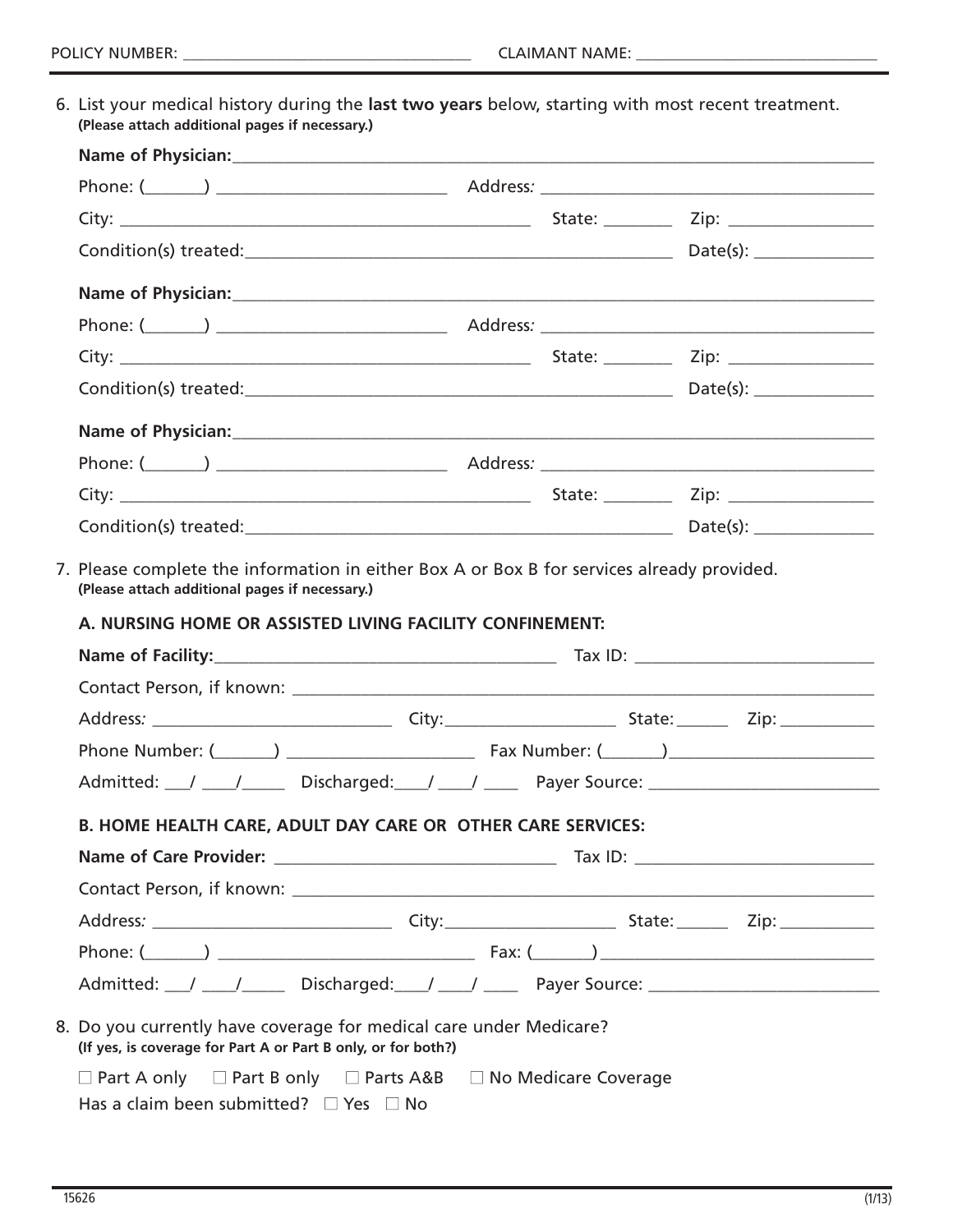POLICY NUMBER: ___________________________ CLAIMANT NAME: ___________________________

6. List your medical history during the **last two years** below, starting with most recent treatment. **(Please attach additional pages if necessary.)**

   **Name of Physician:** ___________________________

   Phone: (_______) ___________________________ Address: ___________________________

   City: ___________________________ State: ________ Zip: ________________

   Condition(s) treated: ___________________________ Date(s): ______________

   **Name of Physician:** ___________________________

   Phone: (_______) ___________________________ Address: ___________________________

   City: ___________________________ State: ________ Zip: ________________

   Condition(s) treated: ___________________________ Date(s): ______________

   **Name of Physician:** ___________________________

   Phone: (_______) ___________________________ Address: ___________________________

   City: ___________________________ State: ________ Zip: ________________

   Condition(s) treated: ___________________________ Date(s): ______________

7. Please complete the information in either Box A or Box B for services already provided. **(Please attach additional pages if necessary.)**

   **A. NURSING HOME OR ASSISTED LIVING FACILITY CONFINEMENT:**

   **Name of Facility:** ___________________________ Tax ID: ___________________________

   Contact Person, if known: ___________________________

   Address: ___________________________ City: ____________________ State: ______ Zip: ___________

   Phone Number: (_______) ______________________ Fax Number: (_______) ________________________

   Admitted: ___/ ____/_____ Discharged: ____/ ____/ ____ Payer Source: ___________________________

   **B. HOME HEALTH CARE, ADULT DAY CARE OR OTHER CARE SERVICES:**

   **Name of Care Provider:** ___________________________ Tax ID: ___________________________

   Contact Person, if known: ___________________________

   Address: ___________________________ City: ____________________ State: ______ Zip: ___________

   Phone: (_______) ___________________________ Fax: (_______) ___________________________

   Admitted: ___/ ____/_____ Discharged: ____/ ____/ ____ Payer Source: ___________________________

8. Do you currently have coverage for medical care under Medicare? **(If yes, is coverage for Part A or Part B only, or for both?)**

   ☐ Part A only ☐ Part B only ☐ Parts A&B ☐ No Medicare Coverage

   Has a claim been submitted? ☐ Yes ☐ No

15626 (1/13)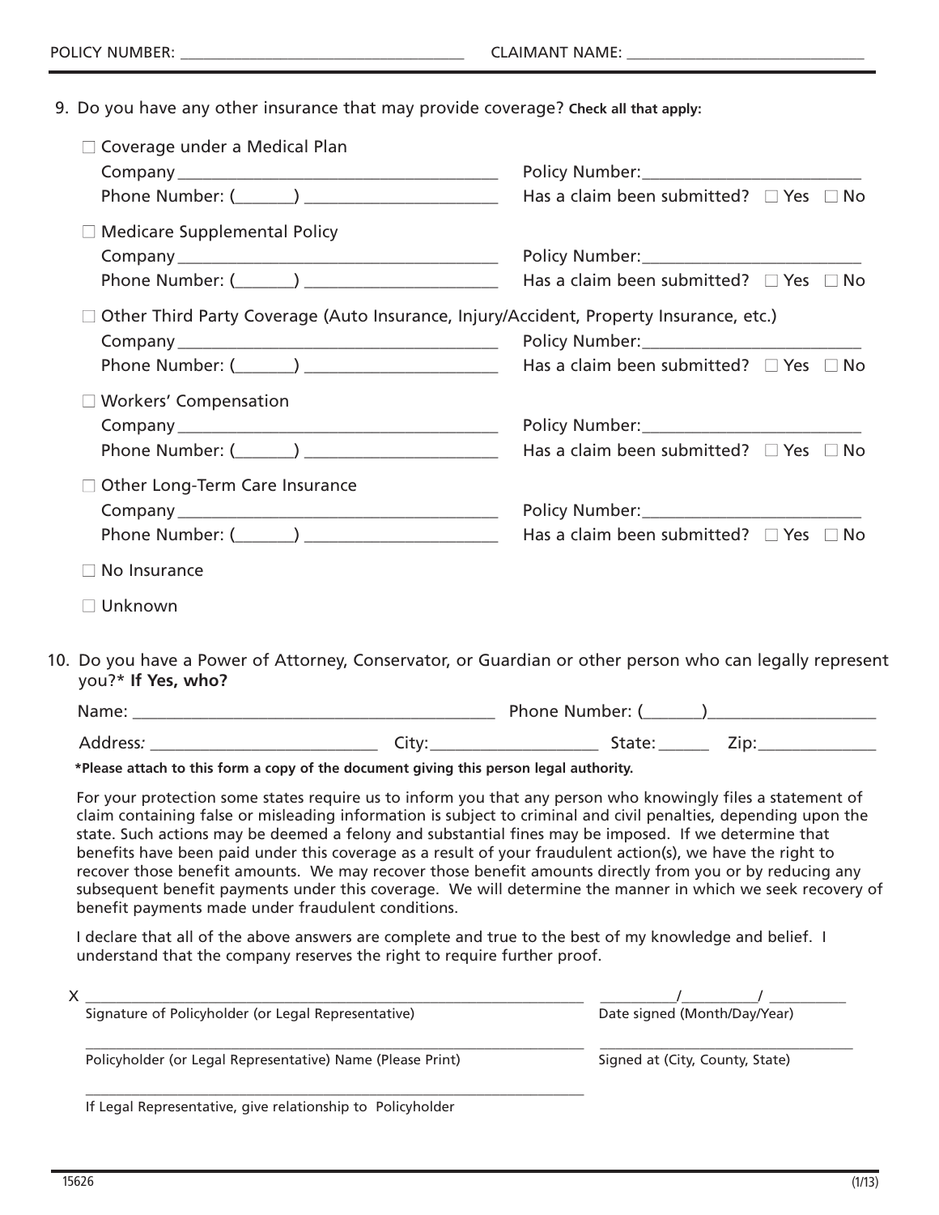POLICY NUMBER: ___________________________________ CLAIMANT NAME: ____________________________

9. Do you have any other insurance that may provide coverage? **Check all that apply:**

☐ Coverage under a Medical Plan
Company _____________________________________ Policy Number:_________________________
Phone Number: (_______) ______________________ Has a claim been submitted? ☐ Yes ☐ No

☐ Medicare Supplemental Policy
Company _____________________________________ Policy Number:_________________________
Phone Number: (_______) ______________________ Has a claim been submitted? ☐ Yes ☐ No

☐ Other Third Party Coverage (Auto Insurance, Injury/Accident, Property Insurance, etc.)
Company _____________________________________ Policy Number:_________________________
Phone Number: (_______) ______________________ Has a claim been submitted? ☐ Yes ☐ No

☐ Workers' Compensation
Company _____________________________________ Policy Number:_________________________
Phone Number: (_______) ______________________ Has a claim been submitted? ☐ Yes ☐ No

☐ Other Long-Term Care Insurance
Company _____________________________________ Policy Number:_________________________
Phone Number: (_______) ______________________ Has a claim been submitted? ☐ Yes ☐ No

☐ No Insurance

☐ Unknown

10. Do you have a Power of Attorney, Conservator, or Guardian or other person who can legally represent you?* **If Yes, who?**

Name: __________________________________________ Phone Number: (_______)___________________

Address: __________________________ City:___________________ State:______ Zip:_____________

**\*Please attach to this form a copy of the document giving this person legal authority.**

For your protection some states require us to inform you that any person who knowingly files a statement of claim containing false or misleading information is subject to criminal and civil penalties, depending upon the state. Such actions may be deemed a felony and substantial fines may be imposed. If we determine that benefits have been paid under this coverage as a result of your fraudulent action(s), we have the right to recover those benefit amounts. We may recover those benefit amounts directly from you or by reducing any subsequent benefit payments under this coverage. We will determine the manner in which we seek recovery of benefit payments made under fraudulent conditions.

I declare that all of the above answers are complete and true to the best of my knowledge and belief. I understand that the company reserves the right to require further proof.

X ______________________________________________________________ __________/__________/ __________
Signature of Policyholder (or Legal Representative) Date signed (Month/Day/Year)

______________________________________________________________ ______________________________
Policyholder (or Legal Representative) Name (Please Print) Signed at (City, County, State)

______________________________________________________________
If Legal Representative, give relationship to Policyholder

15626 (1/13)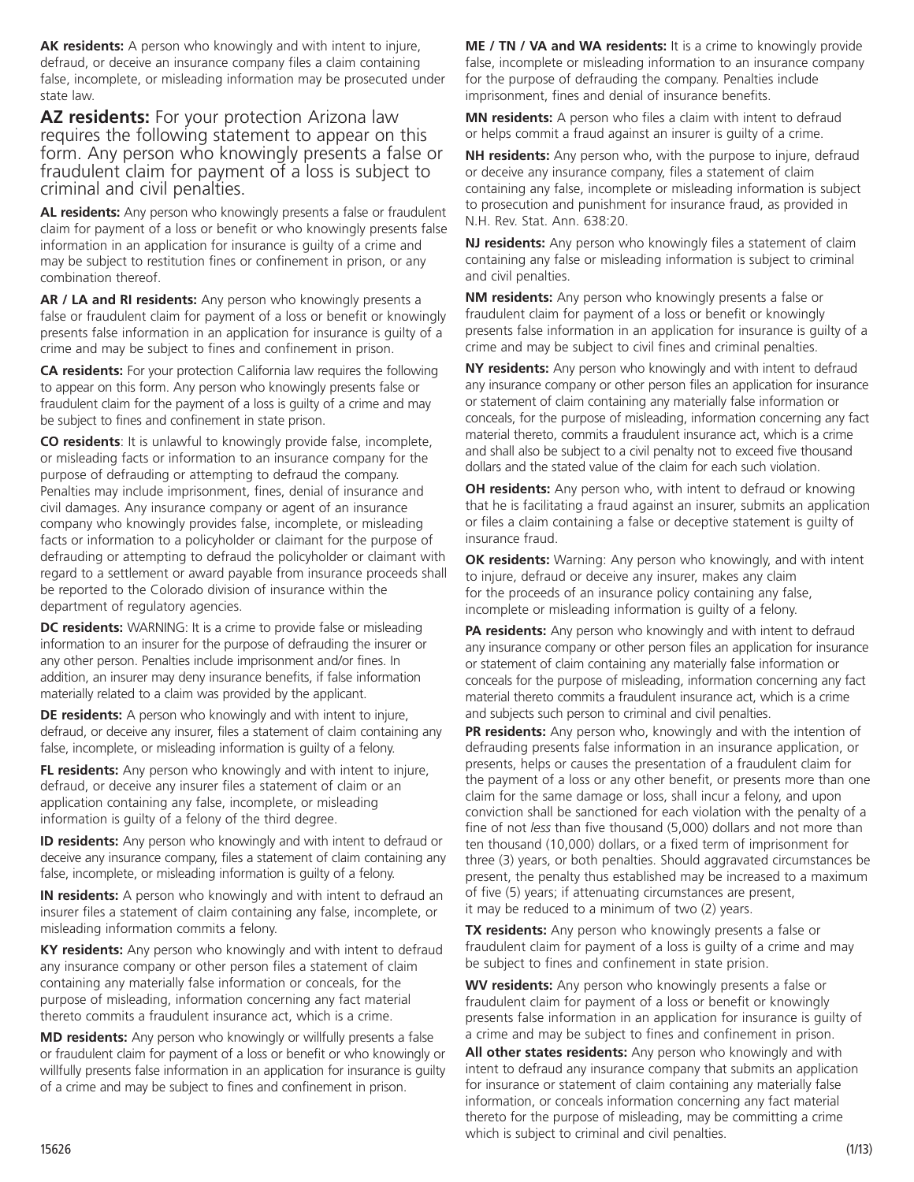**AK residents:** A person who knowingly and with intent to injure, defraud, or deceive an insurance company files a claim containing false, incomplete, or misleading information may be prosecuted under state law.

**AZ residents:** For your protection Arizona law requires the following statement to appear on this form. Any person who knowingly presents a false or fraudulent claim for payment of a loss is subject to criminal and civil penalties.

**AL residents:** Any person who knowingly presents a false or fraudulent claim for payment of a loss or benefit or who knowingly presents false information in an application for insurance is guilty of a crime and may be subject to restitution fines or confinement in prison, or any combination thereof.

**AR / LA and RI residents:** Any person who knowingly presents a false or fraudulent claim for payment of a loss or benefit or knowingly presents false information in an application for insurance is guilty of a crime and may be subject to fines and confinement in prison.

**CA residents:** For your protection California law requires the following to appear on this form. Any person who knowingly presents false or fraudulent claim for the payment of a loss is guilty of a crime and may be subject to fines and confinement in state prison.

**CO residents**: It is unlawful to knowingly provide false, incomplete, or misleading facts or information to an insurance company for the purpose of defrauding or attempting to defraud the company. Penalties may include imprisonment, fines, denial of insurance and civil damages. Any insurance company or agent of an insurance company who knowingly provides false, incomplete, or misleading facts or information to a policyholder or claimant for the purpose of defrauding or attempting to defraud the policyholder or claimant with regard to a settlement or award payable from insurance proceeds shall be reported to the Colorado division of insurance within the department of regulatory agencies.

**DC residents:** WARNING: It is a crime to provide false or misleading information to an insurer for the purpose of defrauding the insurer or any other person. Penalties include imprisonment and/or fines. In addition, an insurer may deny insurance benefits, if false information materially related to a claim was provided by the applicant.

**DE residents:** A person who knowingly and with intent to injure, defraud, or deceive any insurer, files a statement of claim containing any false, incomplete, or misleading information is guilty of a felony.

**FL residents:** Any person who knowingly and with intent to injure, defraud, or deceive any insurer files a statement of claim or an application containing any false, incomplete, or misleading information is guilty of a felony of the third degree.

**ID residents:** Any person who knowingly and with intent to defraud or deceive any insurance company, files a statement of claim containing any false, incomplete, or misleading information is guilty of a felony.

**IN residents:** A person who knowingly and with intent to defraud an insurer files a statement of claim containing any false, incomplete, or misleading information commits a felony.

**KY residents:** Any person who knowingly and with intent to defraud any insurance company or other person files a statement of claim containing any materially false information or conceals, for the purpose of misleading, information concerning any fact material thereto commits a fraudulent insurance act, which is a crime.

**MD residents:** Any person who knowingly or willfully presents a false or fraudulent claim for payment of a loss or benefit or who knowingly or willfully presents false information in an application for insurance is guilty of a crime and may be subject to fines and confinement in prison.

**ME / TN / VA and WA residents:** It is a crime to knowingly provide false, incomplete or misleading information to an insurance company for the purpose of defrauding the company. Penalties include imprisonment, fines and denial of insurance benefits.

**MN residents:** A person who files a claim with intent to defraud or helps commit a fraud against an insurer is guilty of a crime.

**NH residents:** Any person who, with the purpose to injure, defraud or deceive any insurance company, files a statement of claim containing any false, incomplete or misleading information is subject to prosecution and punishment for insurance fraud, as provided in N.H. Rev. Stat. Ann. 638:20.

**NJ residents:** Any person who knowingly files a statement of claim containing any false or misleading information is subject to criminal and civil penalties.

**NM residents:** Any person who knowingly presents a false or fraudulent claim for payment of a loss or benefit or knowingly presents false information in an application for insurance is guilty of a crime and may be subject to civil fines and criminal penalties.

**NY residents:** Any person who knowingly and with intent to defraud any insurance company or other person files an application for insurance or statement of claim containing any materially false information or conceals, for the purpose of misleading, information concerning any fact material thereto, commits a fraudulent insurance act, which is a crime and shall also be subject to a civil penalty not to exceed five thousand dollars and the stated value of the claim for each such violation.

**OH residents:** Any person who, with intent to defraud or knowing that he is facilitating a fraud against an insurer, submits an application or files a claim containing a false or deceptive statement is guilty of insurance fraud.

**OK residents:** Warning: Any person who knowingly, and with intent to injure, defraud or deceive any insurer, makes any claim for the proceeds of an insurance policy containing any false, incomplete or misleading information is guilty of a felony.

**PA residents:** Any person who knowingly and with intent to defraud any insurance company or other person files an application for insurance or statement of claim containing any materially false information or conceals for the purpose of misleading, information concerning any fact material thereto commits a fraudulent insurance act, which is a crime and subjects such person to criminal and civil penalties.

**PR residents:** Any person who, knowingly and with the intention of defrauding presents false information in an insurance application, or presents, helps or causes the presentation of a fraudulent claim for the payment of a loss or any other benefit, or presents more than one claim for the same damage or loss, shall incur a felony, and upon conviction shall be sanctioned for each violation with the penalty of a fine of not *less* than five thousand (5,000) dollars and not more than ten thousand (10,000) dollars, or a fixed term of imprisonment for three (3) years, or both penalties. Should aggravated circumstances be present, the penalty thus established may be increased to a maximum of five (5) years; if attenuating circumstances are present, it may be reduced to a minimum of two (2) years.

**TX residents:** Any person who knowingly presents a false or fraudulent claim for payment of a loss is guilty of a crime and may be subject to fines and confinement in state prision.

**WV residents:** Any person who knowingly presents a false or fraudulent claim for payment of a loss or benefit or knowingly presents false information in an application for insurance is guilty of a crime and may be subject to fines and confinement in prison.

**All other states residents:** Any person who knowingly and with intent to defraud any insurance company that submits an application for insurance or statement of claim containing any materially false information, or conceals information concerning any fact material thereto for the purpose of misleading, may be committing a crime which is subject to criminal and civil penalties.

15626 (1/13)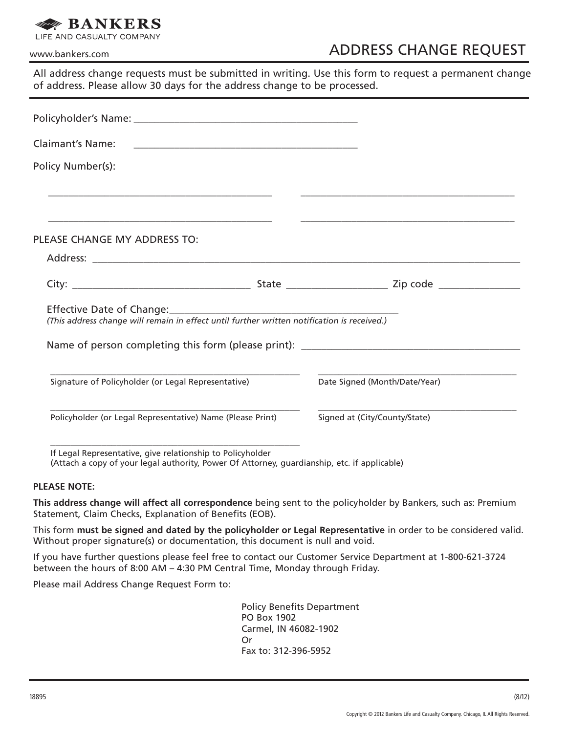**BANKERS**
LIFE AND CASUALTY COMPANY

www.bankers.com

# ADDRESS CHANGE REQUEST

All address change requests must be submitted in writing. Use this form to request a permanent change of address. Please allow 30 days for the address change to be processed.

Policyholder's Name: ___________________________________________

Claimant's Name: ___________________________________________

Policy Number(s):

___________________________________________ ___________________________________________

___________________________________________ ___________________________________________

PLEASE CHANGE MY ADDRESS TO:

Address: ___________________________________________________________________________

City: _______________________________ State ___________________ Zip code _______________

Effective Date of Change:___________________________________________

*(This address change will remain in effect until further written notification is received.)*

Name of person completing this form (please print): ___________________________________________

| | |
|---|---|
| ___________________________________________ | ___________________________________________ |
| Signature of Policyholder (or Legal Representative) | Date Signed (Month/Date/Year) |
| ___________________________________________ | ___________________________________________ |
| Policyholder (or Legal Representative) Name (Please Print) | Signed at (City/County/State) |

___________________________________________

If Legal Representative, give relationship to Policyholder
(Attach a copy of your legal authority, Power Of Attorney, guardianship, etc. if applicable)

**PLEASE NOTE:**

**This address change will affect all correspondence** being sent to the policyholder by Bankers, such as: Premium Statement, Claim Checks, Explanation of Benefits (EOB).

This form **must be signed and dated by the policyholder or Legal Representative** in order to be considered valid. Without proper signature(s) or documentation, this document is null and void.

If you have further questions please feel free to contact our Customer Service Department at 1-800-621-3724 between the hours of 8:00 AM – 4:30 PM Central Time, Monday through Friday.

Please mail Address Change Request Form to:

Policy Benefits Department
PO Box 1902
Carmel, IN 46082-1902
Or
Fax to: 312-396-5952

18895 (8/12)

Copyright © 2012 Bankers Life and Casualty Company. Chicago, IL All Rights Reserved.